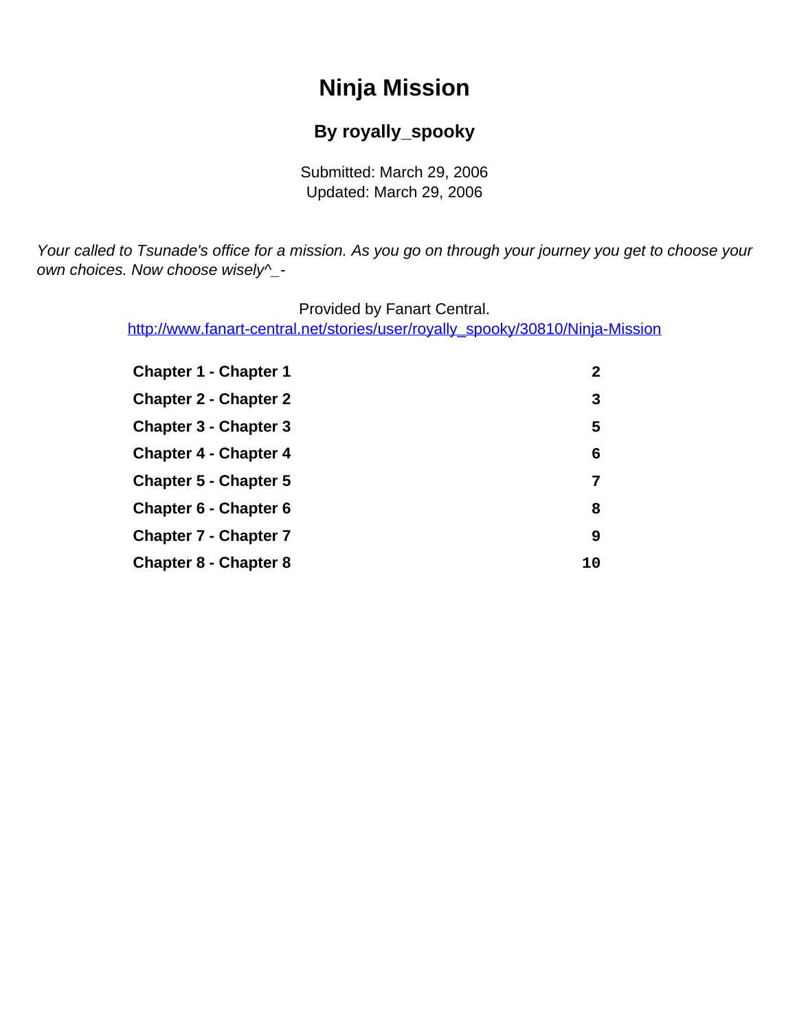# Ninja Mission

### By royally_spooky

Submitted: March 29, 2006
Updated: March 29, 2006

*Your called to Tsunade's office for a mission. As you go on through your journey you get to choose your own choices. Now choose wisely^_-*

Provided by Fanart Central.
http://www.fanart-central.net/stories/user/royally_spooky/30810/Ninja-Mission

| | |
|---|---|
| **Chapter 1 - Chapter 1** | **2** |
| **Chapter 2 - Chapter 2** | **3** |
| **Chapter 3 - Chapter 3** | **5** |
| **Chapter 4 - Chapter 4** | **6** |
| **Chapter 5 - Chapter 5** | **7** |
| **Chapter 6 - Chapter 6** | **8** |
| **Chapter 7 - Chapter 7** | **9** |
| **Chapter 8 - Chapter 8** | **10** |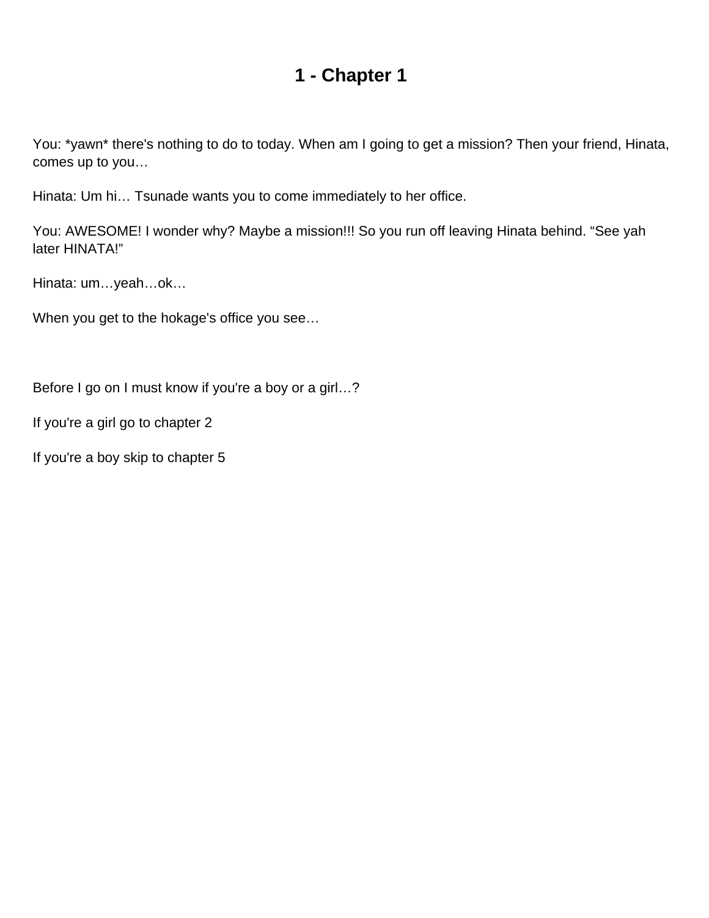# 1 - Chapter 1

You: *yawn* there's nothing to do to today. When am I going to get a mission? Then your friend, Hinata, comes up to you…

Hinata: Um hi… Tsunade wants you to come immediately to her office.

You: AWESOME! I wonder why? Maybe a mission!!! So you run off leaving Hinata behind. “See yah later HINATA!”

Hinata: um…yeah…ok…

When you get to the hokage's office you see…

Before I go on I must know if you're a boy or a girl…?

If you're a girl go to chapter 2

If you're a boy skip to chapter 5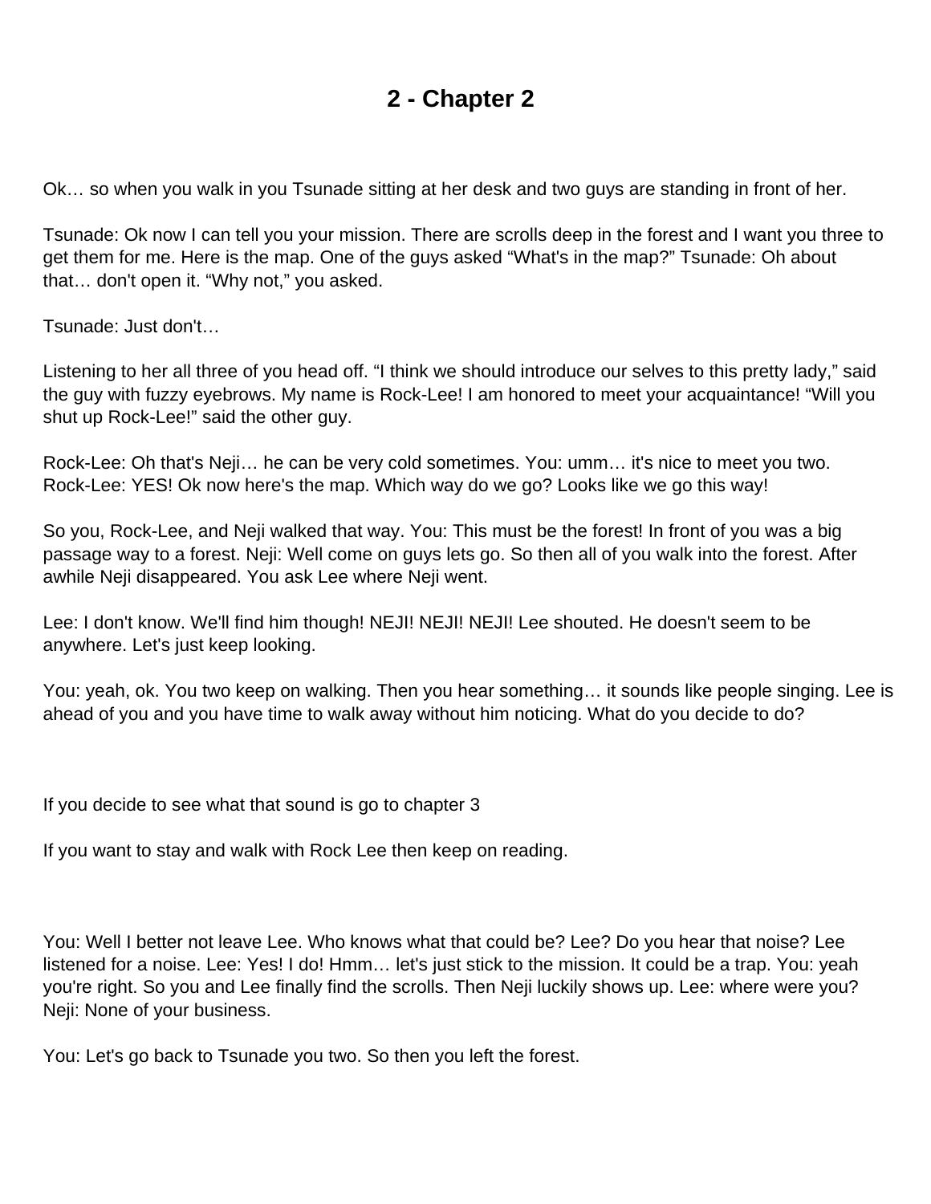# 2 - Chapter 2

Ok… so when you walk in you Tsunade sitting at her desk and two guys are standing in front of her.

Tsunade: Ok now I can tell you your mission. There are scrolls deep in the forest and I want you three to get them for me. Here is the map. One of the guys asked “What's in the map?” Tsunade: Oh about that… don't open it. “Why not,” you asked.

Tsunade: Just don't…

Listening to her all three of you head off. “I think we should introduce our selves to this pretty lady,” said the guy with fuzzy eyebrows. My name is Rock-Lee! I am honored to meet your acquaintance! “Will you shut up Rock-Lee!” said the other guy.

Rock-Lee: Oh that's Neji… he can be very cold sometimes. You: umm… it's nice to meet you two. Rock-Lee: YES! Ok now here's the map. Which way do we go? Looks like we go this way!

So you, Rock-Lee, and Neji walked that way. You: This must be the forest! In front of you was a big passage way to a forest. Neji: Well come on guys lets go. So then all of you walk into the forest. After awhile Neji disappeared. You ask Lee where Neji went.

Lee: I don't know. We'll find him though! NEJI! NEJI! NEJI! Lee shouted. He doesn't seem to be anywhere. Let's just keep looking.

You: yeah, ok. You two keep on walking. Then you hear something… it sounds like people singing. Lee is ahead of you and you have time to walk away without him noticing. What do you decide to do?

If you decide to see what that sound is go to chapter 3

If you want to stay and walk with Rock Lee then keep on reading.

You: Well I better not leave Lee. Who knows what that could be? Lee? Do you hear that noise? Lee listened for a noise. Lee: Yes! I do! Hmm… let's just stick to the mission. It could be a trap. You: yeah you're right. So you and Lee finally find the scrolls. Then Neji luckily shows up. Lee: where were you? Neji: None of your business.

You: Let's go back to Tsunade you two. So then you left the forest.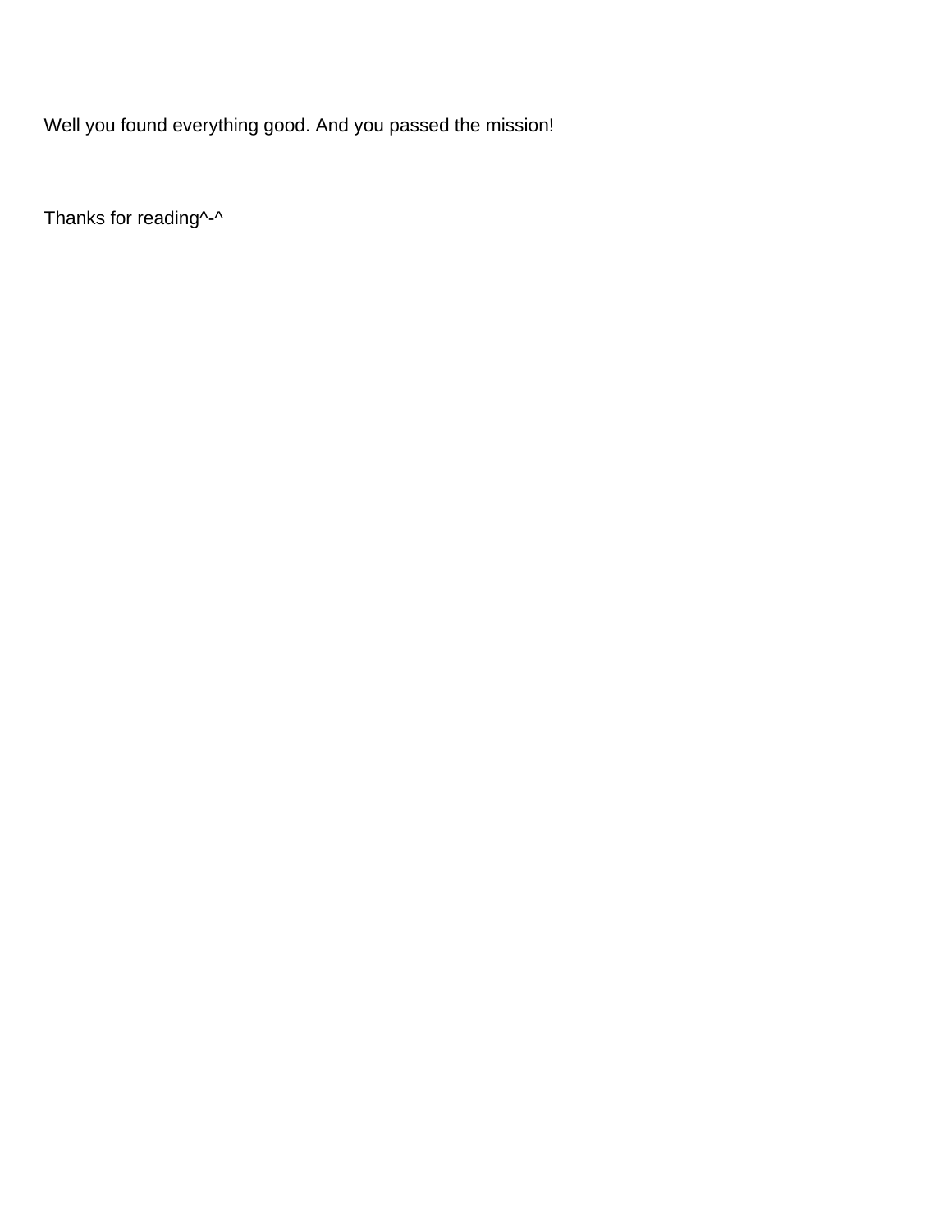Well you found everything good. And you passed the mission!

Thanks for reading^-^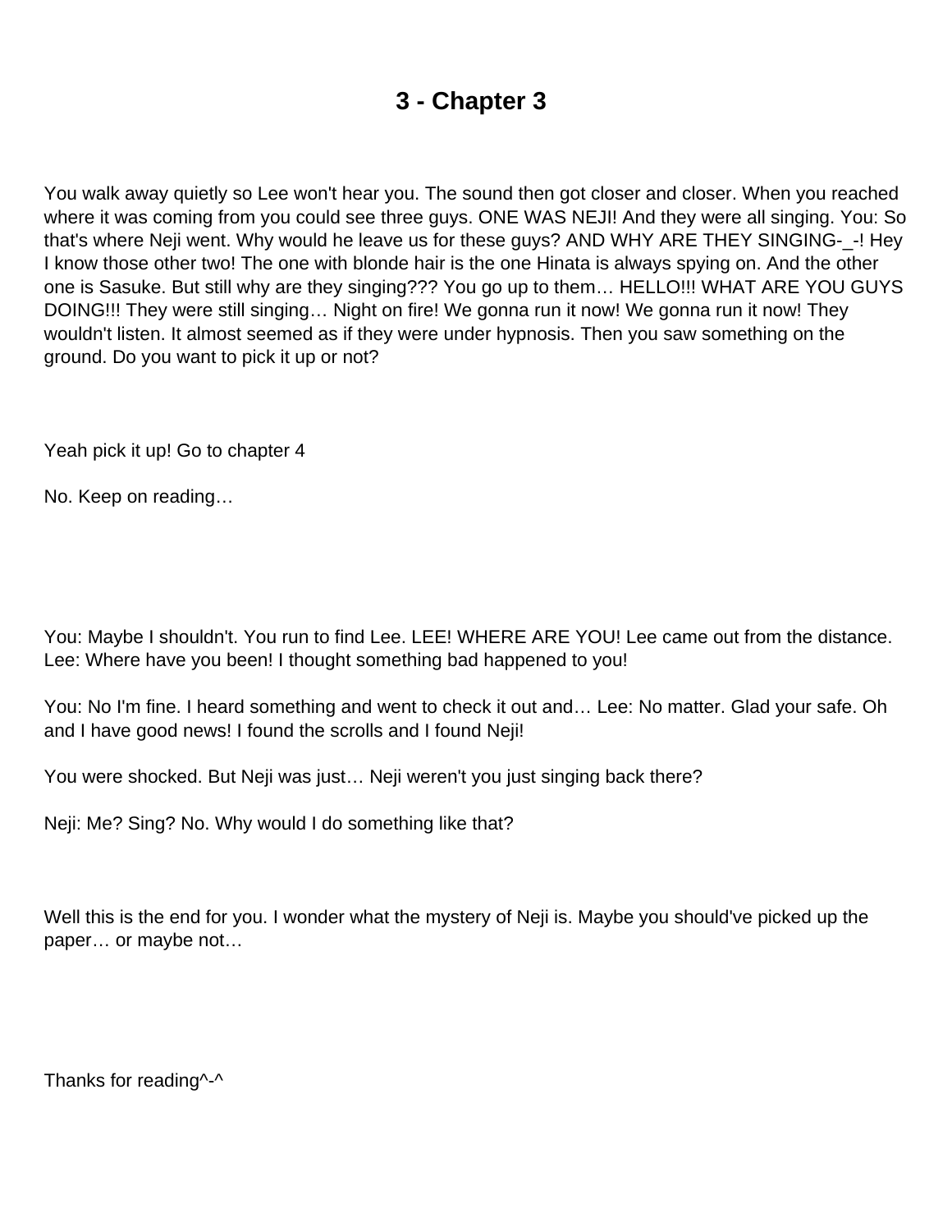# 3 - Chapter 3

You walk away quietly so Lee won't hear you. The sound then got closer and closer. When you reached where it was coming from you could see three guys. ONE WAS NEJI! And they were all singing. You: So that's where Neji went. Why would he leave us for these guys? AND WHY ARE THEY SINGING-_-! Hey I know those other two! The one with blonde hair is the one Hinata is always spying on. And the other one is Sasuke. But still why are they singing??? You go up to them… HELLO!!! WHAT ARE YOU GUYS DOING!!! They were still singing… Night on fire! We gonna run it now! We gonna run it now! They wouldn't listen. It almost seemed as if they were under hypnosis. Then you saw something on the ground. Do you want to pick it up or not?

Yeah pick it up! Go to chapter 4

No. Keep on reading…

You: Maybe I shouldn't. You run to find Lee. LEE! WHERE ARE YOU! Lee came out from the distance. Lee: Where have you been! I thought something bad happened to you!

You: No I'm fine. I heard something and went to check it out and… Lee: No matter. Glad your safe. Oh and I have good news! I found the scrolls and I found Neji!

You were shocked. But Neji was just… Neji weren't you just singing back there?

Neji: Me? Sing? No. Why would I do something like that?

Well this is the end for you. I wonder what the mystery of Neji is. Maybe you should've picked up the paper… or maybe not…

Thanks for reading^-^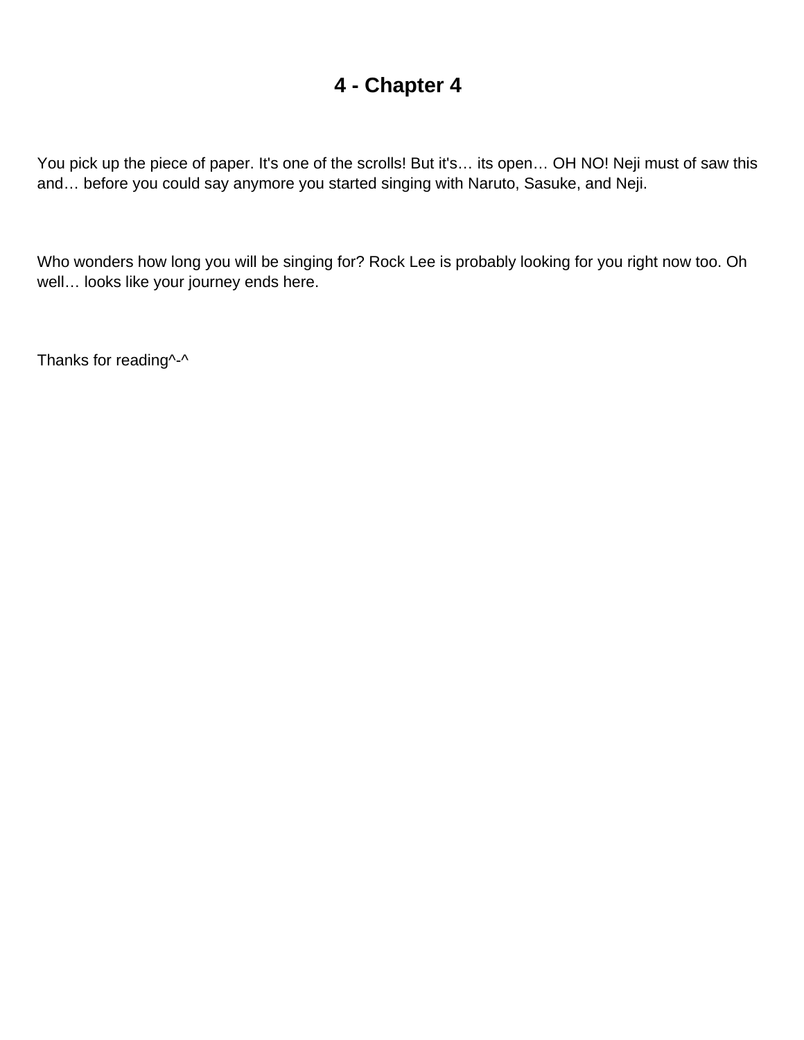# 4 - Chapter 4

You pick up the piece of paper. It's one of the scrolls! But it's… its open… OH NO! Neji must of saw this and… before you could say anymore you started singing with Naruto, Sasuke, and Neji.

Who wonders how long you will be singing for? Rock Lee is probably looking for you right now too. Oh well… looks like your journey ends here.

Thanks for reading^-^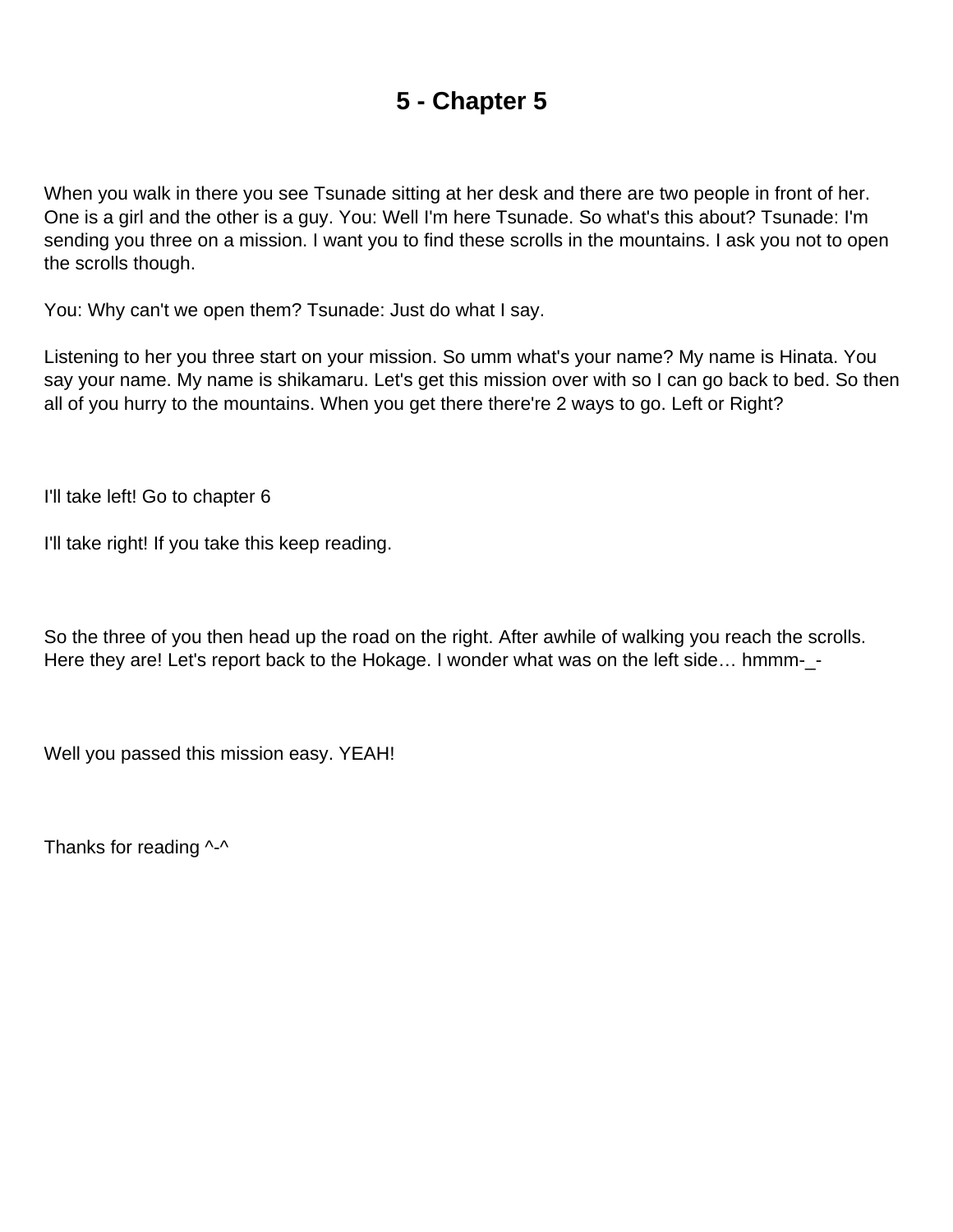# 5 - Chapter 5

When you walk in there you see Tsunade sitting at her desk and there are two people in front of her. One is a girl and the other is a guy. You: Well I'm here Tsunade. So what's this about? Tsunade: I'm sending you three on a mission. I want you to find these scrolls in the mountains. I ask you not to open the scrolls though.

You: Why can't we open them? Tsunade: Just do what I say.

Listening to her you three start on your mission. So umm what's your name? My name is Hinata. You say your name. My name is shikamaru. Let's get this mission over with so I can go back to bed. So then all of you hurry to the mountains. When you get there there're 2 ways to go. Left or Right?

I'll take left! Go to chapter 6

I'll take right! If you take this keep reading.

So the three of you then head up the road on the right. After awhile of walking you reach the scrolls. Here they are! Let's report back to the Hokage. I wonder what was on the left side… hmmm-_-

Well you passed this mission easy. YEAH!

Thanks for reading ^-^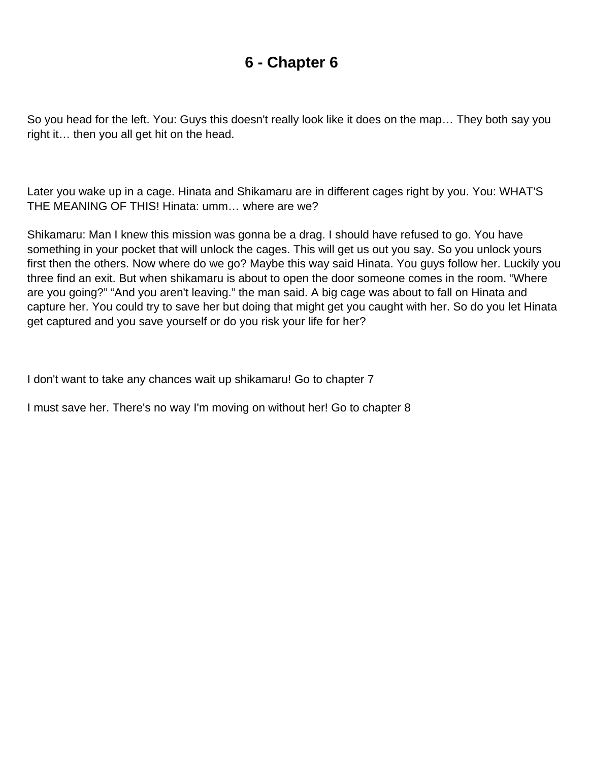# 6 - Chapter 6

So you head for the left. You: Guys this doesn't really look like it does on the map… They both say you right it… then you all get hit on the head.

Later you wake up in a cage. Hinata and Shikamaru are in different cages right by you. You: WHAT'S THE MEANING OF THIS! Hinata: umm… where are we?

Shikamaru: Man I knew this mission was gonna be a drag. I should have refused to go. You have something in your pocket that will unlock the cages. This will get us out you say. So you unlock yours first then the others. Now where do we go? Maybe this way said Hinata. You guys follow her. Luckily you three find an exit. But when shikamaru is about to open the door someone comes in the room. "Where are you going?" "And you aren't leaving." the man said. A big cage was about to fall on Hinata and capture her. You could try to save her but doing that might get you caught with her. So do you let Hinata get captured and you save yourself or do you risk your life for her?

I don't want to take any chances wait up shikamaru! Go to chapter 7

I must save her. There's no way I'm moving on without her! Go to chapter 8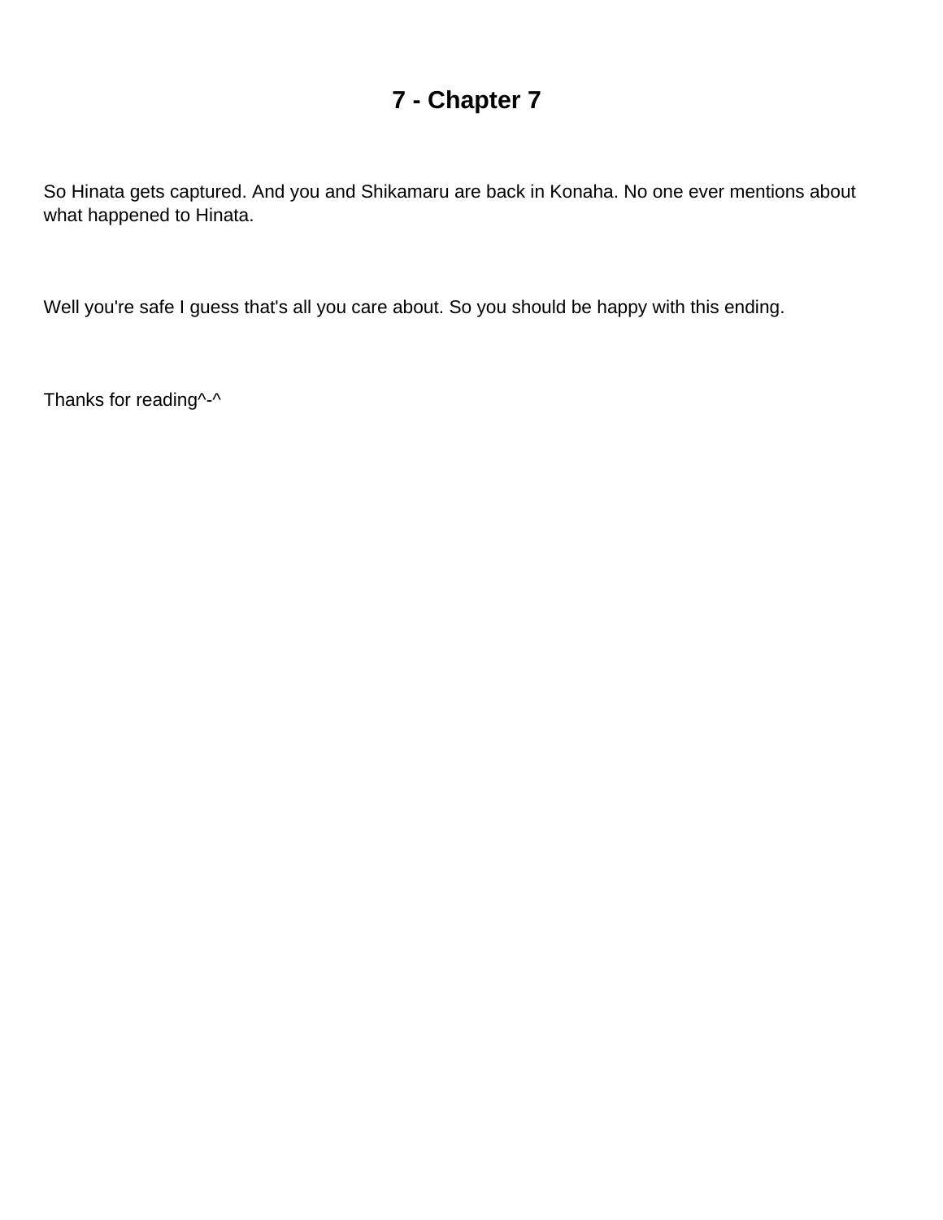# 7 - Chapter 7

So Hinata gets captured. And you and Shikamaru are back in Konaha. No one ever mentions about what happened to Hinata.

Well you're safe I guess that's all you care about. So you should be happy with this ending.

Thanks for reading^-^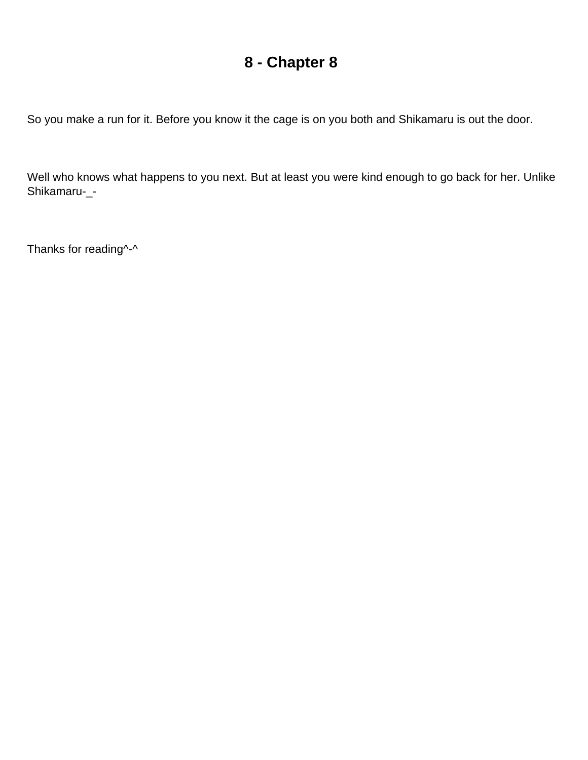# 8 - Chapter 8

So you make a run for it. Before you know it the cage is on you both and Shikamaru is out the door.

Well who knows what happens to you next. But at least you were kind enough to go back for her. Unlike Shikamaru-_-

Thanks for reading^-^